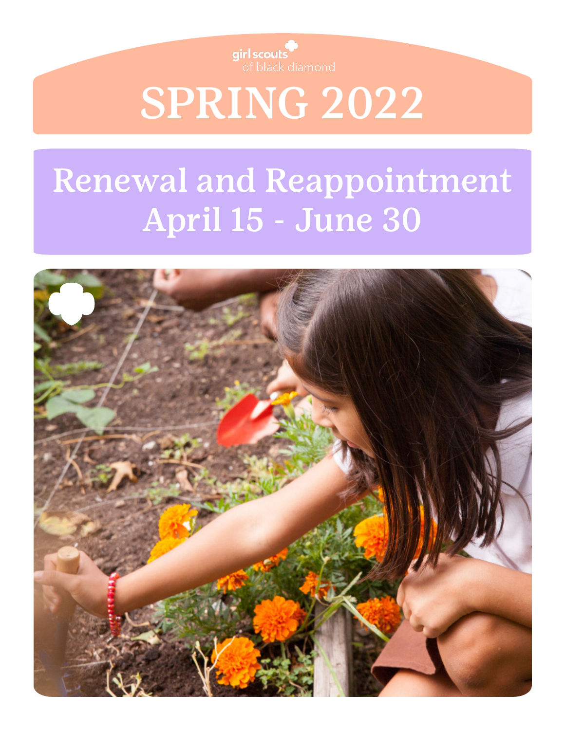girl scouts of black diamond

# SPRING 2022

## Renewal and Reappointment April 15 - June 30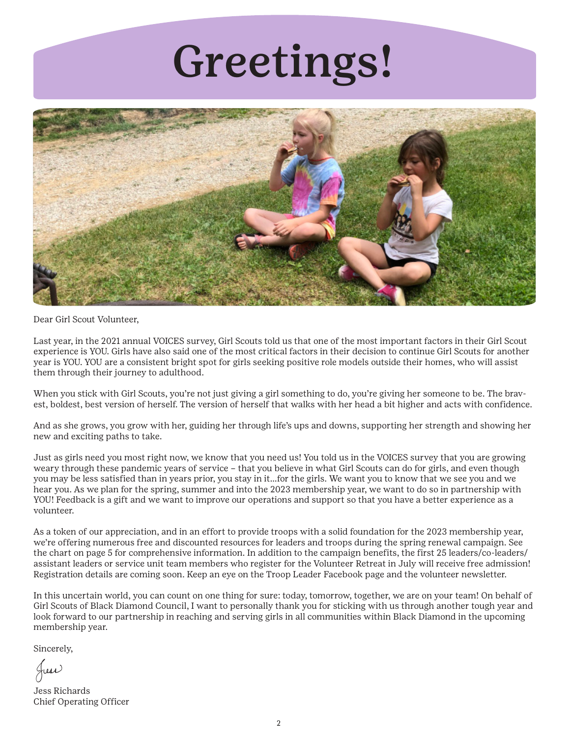# Greetings!

Dear Girl Scout Volunteer,

Last year, in the 2021 annual VOICES survey, Girl Scouts told us that one of the most important factors in their Girl Scout experience is YOU. Girls have also said one of the most critical factors in their decision to continue Girl Scouts for another year is YOU. YOU are a consistent bright spot for girls seeking positive role models outside their homes, who will assist them through their journey to adulthood.

When you stick with Girl Scouts, you're not just giving a girl something to do, you're giving her someone to be. The bravest, boldest, best version of herself. The version of herself that walks with her head a bit higher and acts with confidence.

And as she grows, you grow with her, guiding her through life's ups and downs, supporting her strength and showing her new and exciting paths to take.

Just as girls need you most right now, we know that you need us! You told us in the VOICES survey that you are growing weary through these pandemic years of service – that you believe in what Girl Scouts can do for girls, and even though you may be less satisfied than in years prior, you stay in it...for the girls. We want you to know that we see you and we hear you. As we plan for the spring, summer and into the 2023 membership year, we want to do so in partnership with YOU! Feedback is a gift and we want to improve our operations and support so that you have a better experience as a volunteer.

As a token of our appreciation, and in an effort to provide troops with a solid foundation for the 2023 membership year, we're offering numerous free and discounted resources for leaders and troops during the spring renewal campaign. See the chart on page 5 for comprehensive information. In addition to the campaign benefits, the first 25 leaders/co-leaders/assistant leaders or service unit team members who register for the Volunteer Retreat in July will receive free admission! Registration details are coming soon. Keep an eye on the Troop Leader Facebook page and the volunteer newsletter.

In this uncertain world, you can count on one thing for sure: today, tomorrow, together, we are on your team! On behalf of Girl Scouts of Black Diamond Council, I want to personally thank you for sticking with us through another tough year and look forward to our partnership in reaching and serving girls in all communities within Black Diamond in the upcoming membership year.

Sincerely,

Jess

Jess Richards
Chief Operating Officer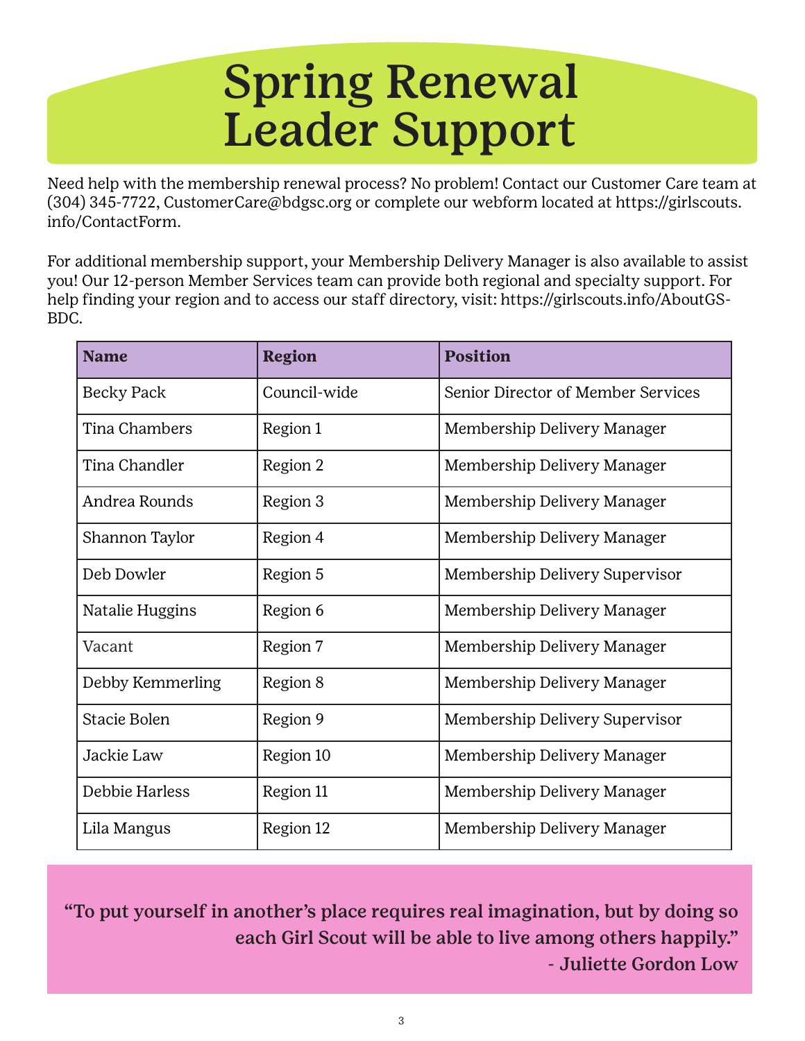# Spring Renewal Leader Support

Need help with the membership renewal process? No problem! Contact our Customer Care team at (304) 345-7722, CustomerCare@bdgsc.org or complete our webform located at https://girlscouts.info/ContactForm.

For additional membership support, your Membership Delivery Manager is also available to assist you! Our 12-person Member Services team can provide both regional and specialty support. For help finding your region and to access our staff directory, visit: https://girlscouts.info/AboutGS-BDC.

| Name | Region | Position |
| --- | --- | --- |
| Becky Pack | Council-wide | Senior Director of Member Services |
| Tina Chambers | Region 1 | Membership Delivery Manager |
| Tina Chandler | Region 2 | Membership Delivery Manager |
| Andrea Rounds | Region 3 | Membership Delivery Manager |
| Shannon Taylor | Region 4 | Membership Delivery Manager |
| Deb Dowler | Region 5 | Membership Delivery Supervisor |
| Natalie Huggins | Region 6 | Membership Delivery Manager |
| Vacant | Region 7 | Membership Delivery Manager |
| Debby Kemmerling | Region 8 | Membership Delivery Manager |
| Stacie Bolen | Region 9 | Membership Delivery Supervisor |
| Jackie Law | Region 10 | Membership Delivery Manager |
| Debbie Harless | Region 11 | Membership Delivery Manager |
| Lila Mangus | Region 12 | Membership Delivery Manager |

**"To put yourself in another's place requires real imagination, but by doing so each Girl Scout will be able to live among others happily."**
**- Juliette Gordon Low**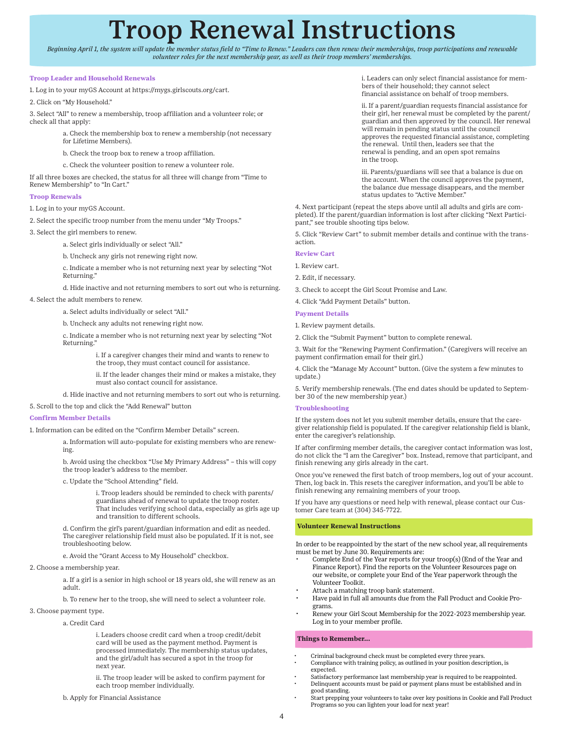# Troop Renewal Instructions

*Beginning April 1, the system will update the member status field to "Time to Renew." Leaders can then renew their memberships, troop participations and renewable volunteer roles for the next membership year, as well as their troop members' memberships.*

### Troop Leader and Household Renewals

1. Log in to your myGS Account at https://mygs.girlscouts.org/cart.
2. Click on "My Household."
3. Select "All" to renew a membership, troop affiliation and a volunteer role; or check all that apply:
    a. Check the membership box to renew a membership (not necessary for Lifetime Members).
    b. Check the troop box to renew a troop affiliation.
    c. Check the volunteer position to renew a volunteer role.

If all three boxes are checked, the status for all three will change from "Time to Renew Membership" to "In Cart."

### Troop Renewals

1. Log in to your myGS Account.
2. Select the specific troop number from the menu under "My Troops."
3. Select the girl members to renew.
    a. Select girls individually or select "All."
    b. Uncheck any girls not renewing right now.
    c. Indicate a member who is not returning next year by selecting "Not Returning."
    d. Hide inactive and not returning members to sort out who is returning.
4. Select the adult members to renew.
    a. Select adults individually or select "All."
    b. Uncheck any adults not renewing right now.
    c. Indicate a member who is not returning next year by selecting "Not Returning."
        i. If a caregiver changes their mind and wants to renew to the troop, they must contact council for assistance.
        ii. If the leader changes their mind or makes a mistake, they must also contact council for assistance.
    d. Hide inactive and not returning members to sort out who is returning.
5. Scroll to the top and click the "Add Renewal" button

### Confirm Member Details

1. Information can be edited on the "Confirm Member Details" screen.
    a. Information will auto-populate for existing members who are renewing.
    b. Avoid using the checkbox "Use My Primary Address" – this will copy the troop leader's address to the member.
    c. Update the "School Attending" field.
        i. Troop leaders should be reminded to check with parents/guardians ahead of renewal to update the troop roster. That includes verifying school data, especially as girls age up and transition to different schools.
    d. Confirm the girl's parent/guardian information and edit as needed. The caregiver relationship field must also be populated. If it is not, see troubleshooting below.
    e. Avoid the "Grant Access to My Household" checkbox.
2. Choose a membership year.
    a. If a girl is a senior in high school or 18 years old, she will renew as an adult.
    b. To renew her to the troop, she will need to select a volunteer role.
3. Choose payment type.
    a. Credit Card
        i. Leaders choose credit card when a troop credit/debit card will be used as the payment method. Payment is processed immediately. The membership status updates, and the girl/adult has secured a spot in the troop for next year.
        ii. The troop leader will be asked to confirm payment for each troop member individually.
    b. Apply for Financial Assistance
        i. Leaders can only select financial assistance for members of their household; they cannot select financial assistance on behalf of troop members.
        ii. If a parent/guardian requests financial assistance for their girl, her renewal must be completed by the parent/guardian and then approved by the council. Her renewal will remain in pending status until the council approves the requested financial assistance, completing the renewal. Until then, leaders see that the renewal is pending, and an open spot remains in the troop.
        iii. Parents/guardians will see that a balance is due on the account. When the council approves the payment, the balance due message disappears, and the member status updates to "Active Member."
4. Next participant (repeat the steps above until all adults and girls are completed). If the parent/guardian information is lost after clicking "Next Participant," see trouble shooting tips below.
5. Click "Review Cart" to submit member details and continue with the transaction.

### Review Cart

1. Review cart.
2. Edit, if necessary.
3. Check to accept the Girl Scout Promise and Law.
4. Click "Add Payment Details" button.

### Payment Details

1. Review payment details.
2. Click the "Submit Payment" button to complete renewal.
3. Wait for the "Renewing Payment Confirmation." (Caregivers will receive an payment confirmation email for their girl.)
4. Click the "Manage My Account" button. (Give the system a few minutes to update.)
5. Verify membership renewals. (The end dates should be updated to September 30 of the new membership year.)

### Troubleshooting

If the system does not let you submit member details, ensure that the caregiver relationship field is populated. If the caregiver relationship field is blank, enter the caregiver's relationship.

If after confirming member details, the caregiver contact information was lost, do not click the "I am the Caregiver" box. Instead, remove that participant, and finish renewing any girls already in the cart.

Once you've renewed the first batch of troop members, log out of your account. Then, log back in. This resets the caregiver information, and you'll be able to finish renewing any remaining members of your troop.

If you have any questions or need help with renewal, please contact our Customer Care team at (304) 345-7722.

### Volunteer Renewal Instructions

In order to be reappointed by the start of the new school year, all requirements must be met by June 30. Requirements are:

- Complete End of the Year reports for your troop(s) (End of the Year and Finance Report). Find the reports on the Volunteer Resources page on our website, or complete your End of the Year paperwork through the Volunteer Toolkit.
- Attach a matching troop bank statement.
- Have paid in full all amounts due from the Fall Product and Cookie Programs.
- Renew your Girl Scout Membership for the 2022-2023 membership year. Log in to your member profile.

### Things to Remember...

- Criminal background check must be completed every three years.
- Compliance with training policy, as outlined in your position description, is expected.
- Satisfactory performance last membership year is required to be reappointed.
- Delinquent accounts must be paid or payment plans must be established and in good standing.
- Start prepping your volunteers to take over key positions in Cookie and Fall Product Programs so you can lighten your load for next year!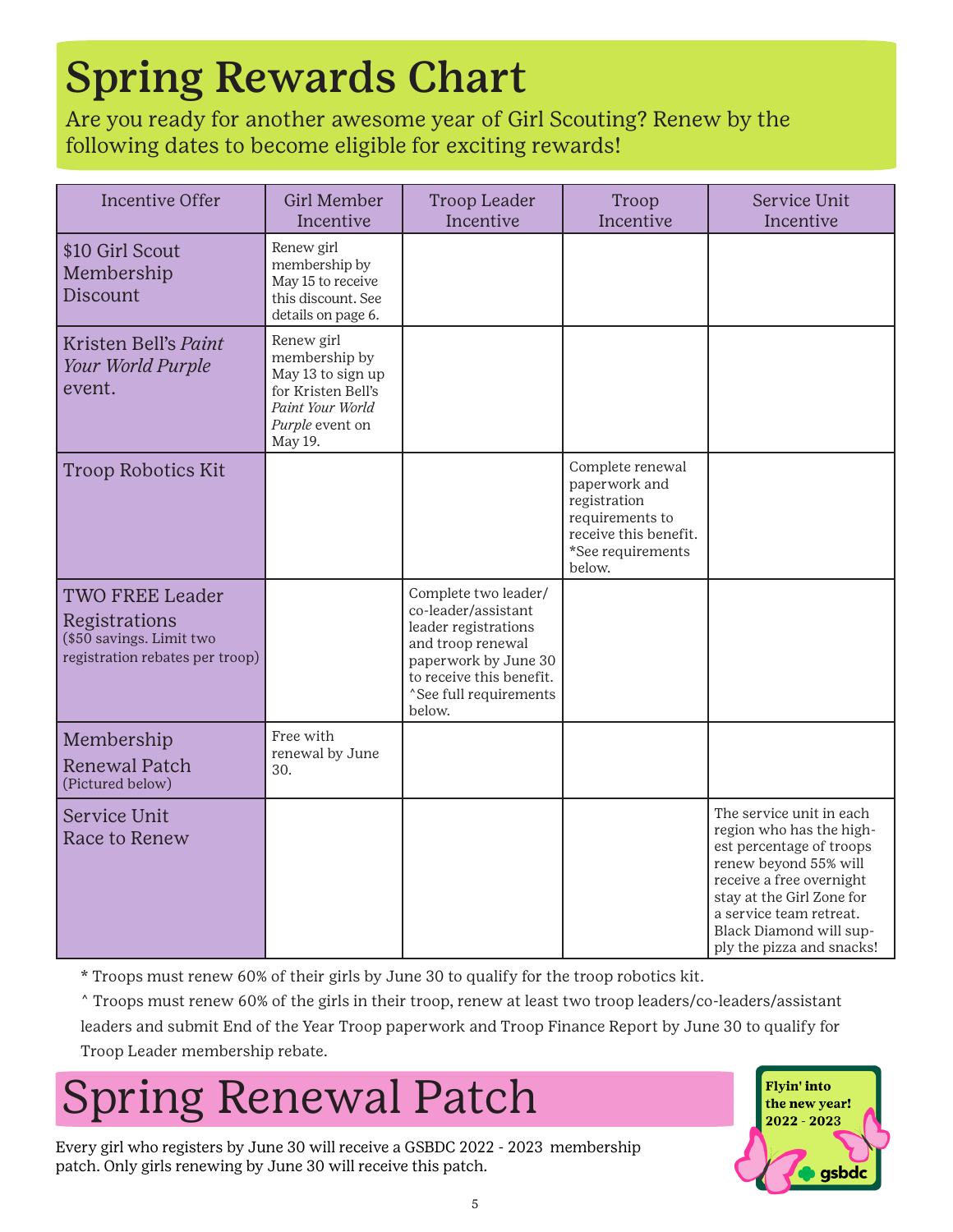# Spring Rewards Chart

Are you ready for another awesome year of Girl Scouting? Renew by the following dates to become eligible for exciting rewards!

| Incentive Offer | Girl Member Incentive | Troop Leader Incentive | Troop Incentive | Service Unit Incentive |
|---|---|---|---|---|
| $10 Girl Scout Membership Discount | Renew girl membership by May 15 to receive this discount. See details on page 6. | | | |
| Kristen Bell's *Paint Your World Purple* event. | Renew girl membership by May 13 to sign up for Kristen Bell's *Paint Your World Purple* event on May 19. | | | |
| Troop Robotics Kit | | | Complete renewal paperwork and registration requirements to receive this benefit. *See requirements below. | |
| TWO FREE Leader Registrations ($50 savings. Limit two registration rebates per troop) | | Complete two leader/co-leader/assistant leader registrations and troop renewal paperwork by June 30 to receive this benefit. ^See full requirements below. | | |
| Membership Renewal Patch (Pictured below) | Free with renewal by June 30. | | | |
| Service Unit Race to Renew | | | | The service unit in each region who has the highest percentage of troops renew beyond 55% will receive a free overnight stay at the Girl Zone for a service team retreat. Black Diamond will supply the pizza and snacks! |

* Troops must renew 60% of their girls by June 30 to qualify for the troop robotics kit.

^ Troops must renew 60% of the girls in their troop, renew at least two troop leaders/co-leaders/assistant leaders and submit End of the Year Troop paperwork and Troop Finance Report by June 30 to qualify for Troop Leader membership rebate.

# Spring Renewal Patch

Every girl who registers by June 30 will receive a GSBDC 2022 - 2023 membership patch. Only girls renewing by June 30 will receive this patch.

Flyin' into the new year! 2022 - 2023

gsbdc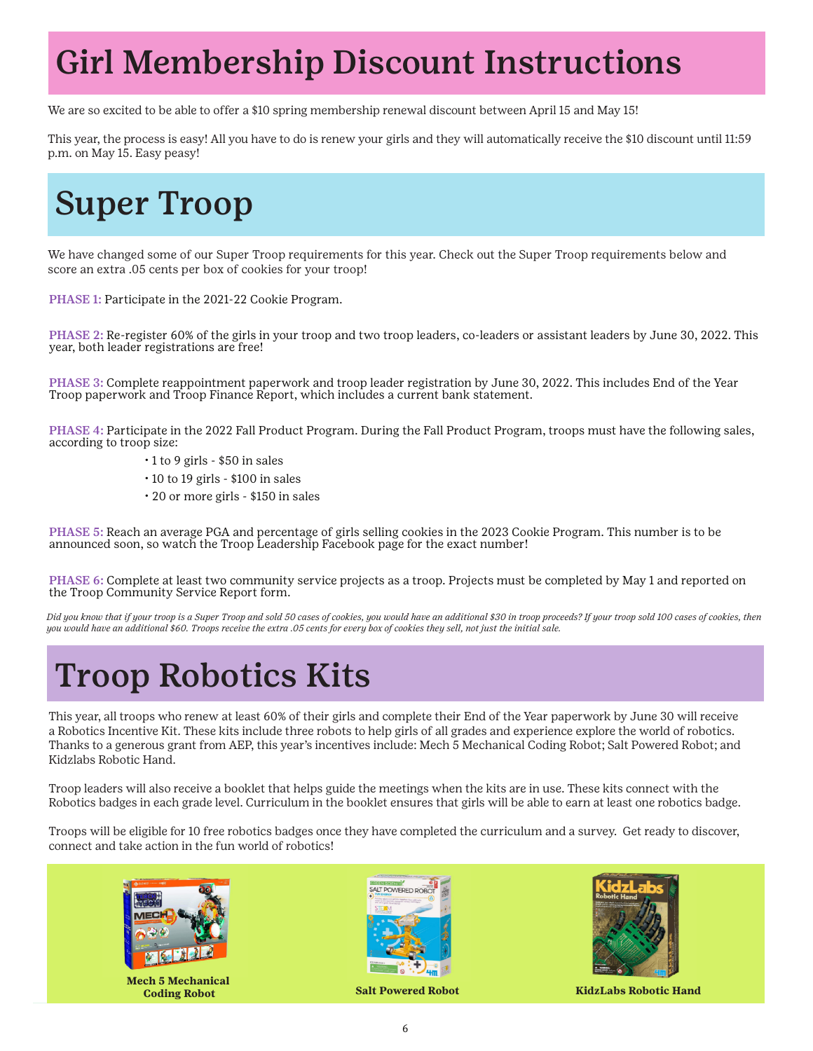# Girl Membership Discount Instructions

We are so excited to be able to offer a $10 spring membership renewal discount between April 15 and May 15!

This year, the process is easy! All you have to do is renew your girls and they will automatically receive the $10 discount until 11:59 p.m. on May 15. Easy peasy!

# Super Troop

We have changed some of our Super Troop requirements for this year. Check out the Super Troop requirements below and score an extra .05 cents per box of cookies for your troop!

**PHASE 1:** Participate in the 2021-22 Cookie Program.

**PHASE 2:** Re-register 60% of the girls in your troop and two troop leaders, co-leaders or assistant leaders by June 30, 2022. This year, both leader registrations are free!

**PHASE 3:** Complete reappointment paperwork and troop leader registration by June 30, 2022. This includes End of the Year Troop paperwork and Troop Finance Report, which includes a current bank statement.

**PHASE 4:** Participate in the 2022 Fall Product Program. During the Fall Product Program, troops must have the following sales, according to troop size:

- 1 to 9 girls - $50 in sales
- 10 to 19 girls - $100 in sales
- 20 or more girls - $150 in sales

**PHASE 5:** Reach an average PGA and percentage of girls selling cookies in the 2023 Cookie Program. This number is to be announced soon, so watch the Troop Leadership Facebook page for the exact number!

**PHASE 6:** Complete at least two community service projects as a troop. Projects must be completed by May 1 and reported on the Troop Community Service Report form.

*Did you know that if your troop is a Super Troop and sold 50 cases of cookies, you would have an additional $30 in troop proceeds? If your troop sold 100 cases of cookies, then you would have an additional $60. Troops receive the extra .05 cents for every box of cookies they sell, not just the initial sale.*

# Troop Robotics Kits

This year, all troops who renew at least 60% of their girls and complete their End of the Year paperwork by June 30 will receive a Robotics Incentive Kit. These kits include three robots to help girls of all grades and experience explore the world of robotics. Thanks to a generous grant from AEP, this year's incentives include: Mech 5 Mechanical Coding Robot; Salt Powered Robot; and Kidzlabs Robotic Hand.

Troop leaders will also receive a booklet that helps guide the meetings when the kits are in use. These kits connect with the Robotics badges in each grade level. Curriculum in the booklet ensures that girls will be able to earn at least one robotics badge.

Troops will be eligible for 10 free robotics badges once they have completed the curriculum and a survey. Get ready to discover, connect and take action in the fun world of robotics!

**Mech 5 Mechanical Coding Robot**

**Salt Powered Robot**

**KidzLabs Robotic Hand**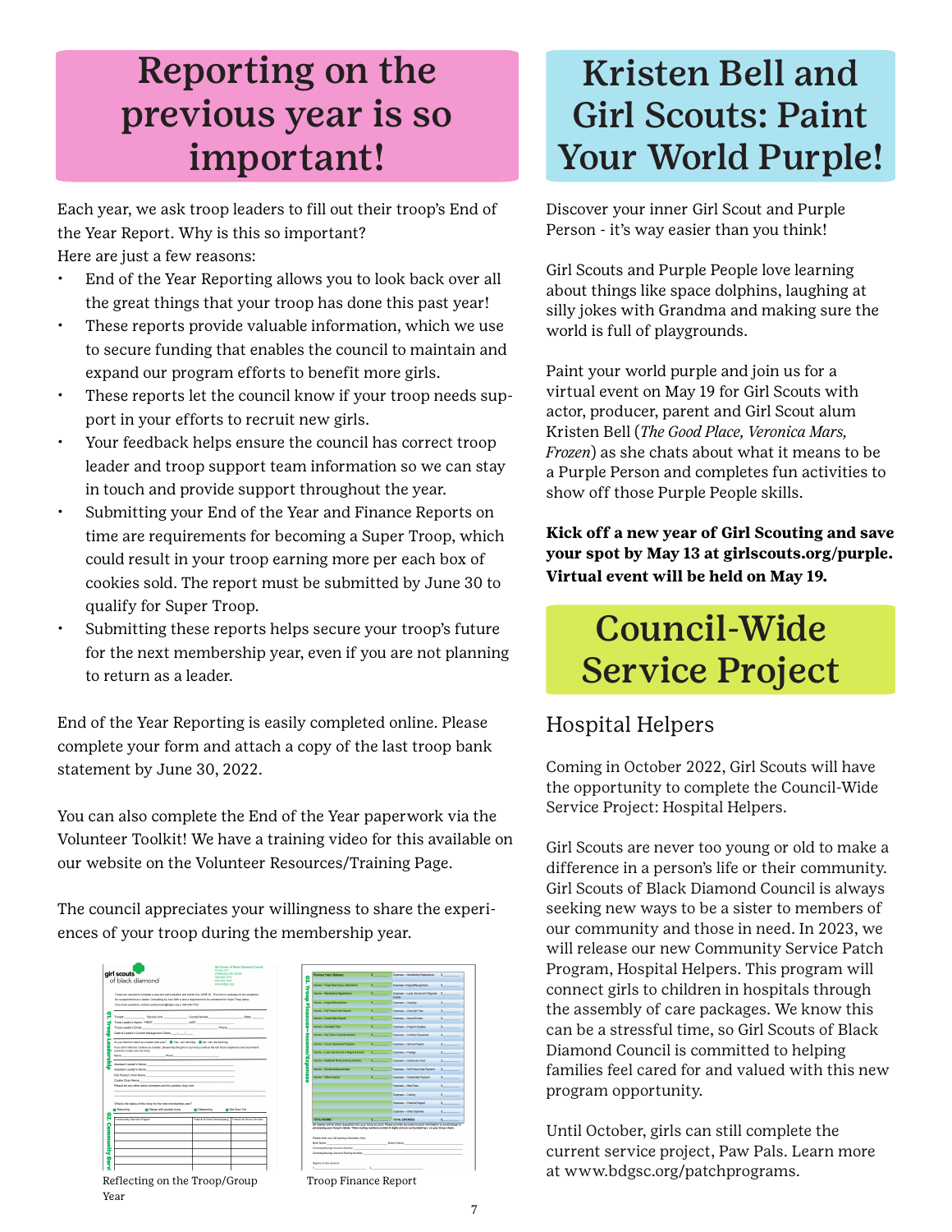# Reporting on the previous year is so important!

Each year, we ask troop leaders to fill out their troop's End of the Year Report. Why is this so important?
Here are just a few reasons:

- End of the Year Reporting allows you to look back over all the great things that your troop has done this past year!
- These reports provide valuable information, which we use to secure funding that enables the council to maintain and expand our program efforts to benefit more girls.
- These reports let the council know if your troop needs support in your efforts to recruit new girls.
- Your feedback helps ensure the council has correct troop leader and troop support team information so we can stay in touch and provide support throughout the year.
- Submitting your End of the Year and Finance Reports on time are requirements for becoming a Super Troop, which could result in your troop earning more per each box of cookies sold. The report must be submitted by June 30 to qualify for Super Troop.
- Submitting these reports helps secure your troop's future for the next membership year, even if you are not planning to return as a leader.

End of the Year Reporting is easily completed online. Please complete your form and attach a copy of the last troop bank statement by June 30, 2022.

You can also complete the End of the Year paperwork via the Volunteer Toolkit! We have a training video for this available on our website on the Volunteer Resources/Training Page.

The council appreciates your willingness to share the experiences of your troop during the membership year.

Reflecting on the Troop/Group Year

Troop Finance Report

# Kristen Bell and Girl Scouts: Paint Your World Purple!

Discover your inner Girl Scout and Purple Person - it's way easier than you think!

Girl Scouts and Purple People love learning about things like space dolphins, laughing at silly jokes with Grandma and making sure the world is full of playgrounds.

Paint your world purple and join us for a virtual event on May 19 for Girl Scouts with actor, producer, parent and Girl Scout alum Kristen Bell (*The Good Place, Veronica Mars, Frozen*) as she chats about what it means to be a Purple Person and completes fun activities to show off those Purple People skills.

**Kick off a new year of Girl Scouting and save your spot by May 13 at girlscouts.org/purple. Virtual event will be held on May 19.**

# Council-Wide Service Project

## Hospital Helpers

Coming in October 2022, Girl Scouts will have the opportunity to complete the Council-Wide Service Project: Hospital Helpers.

Girl Scouts are never too young or old to make a difference in a person's life or their community. Girl Scouts of Black Diamond Council is always seeking new ways to be a sister to members of our community and those in need. In 2023, we will release our new Community Service Patch Program, Hospital Helpers. This program will connect girls to children in hospitals through the assembly of care packages. We know this can be a stressful time, so Girl Scouts of Black Diamond Council is committed to helping families feel cared for and valued with this new program opportunity.

Until October, girls can still complete the current service project, Paw Pals. Learn more at www.bdgsc.org/patchprograms.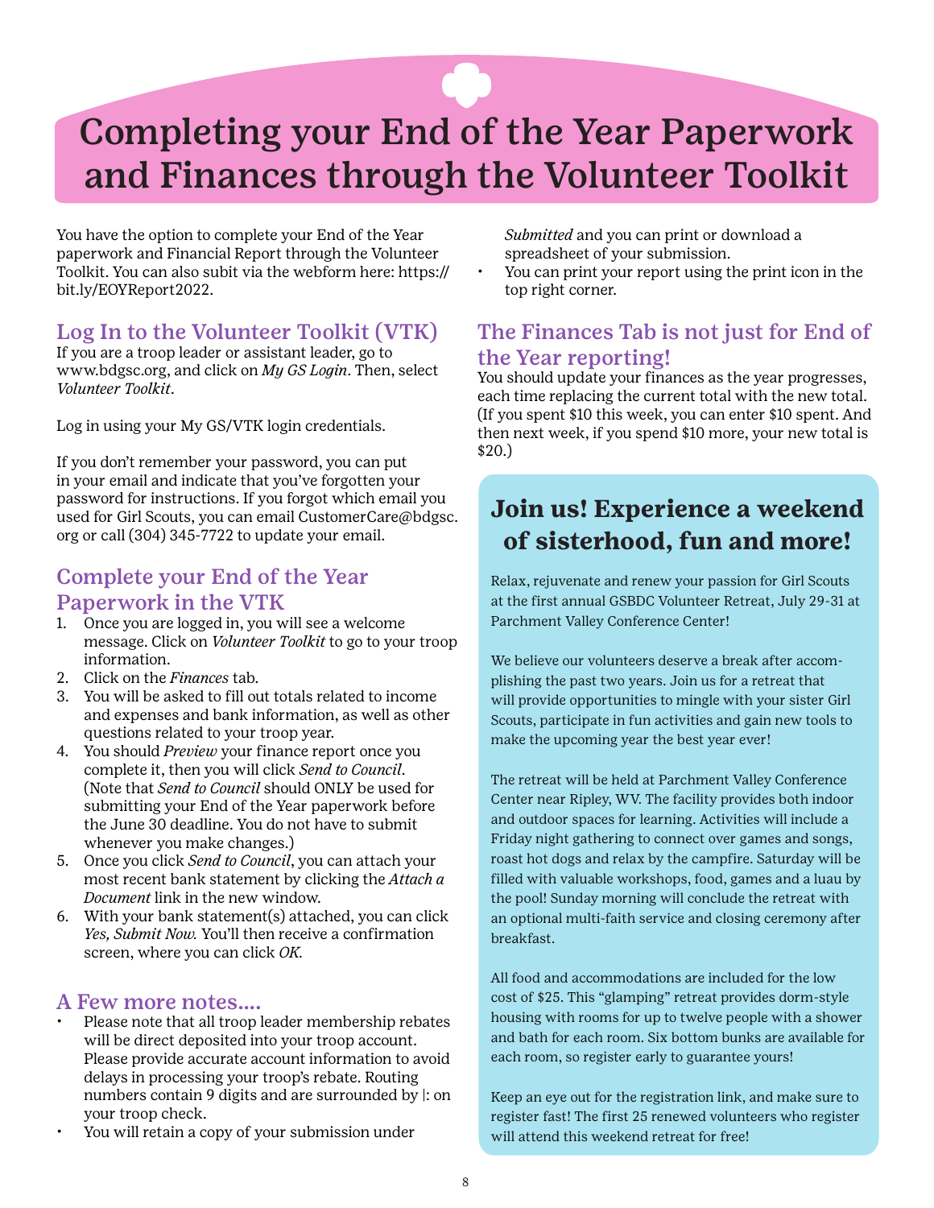# Completing your End of the Year Paperwork and Finances through the Volunteer Toolkit

You have the option to complete your End of the Year paperwork and Financial Report through the Volunteer Toolkit. You can also subit via the webform here: https://bit.ly/EOYReport2022.

## Log In to the Volunteer Toolkit (VTK)

If you are a troop leader or assistant leader, go to www.bdgsc.org, and click on *My GS Login*. Then, select *Volunteer Toolkit*.

Log in using your My GS/VTK login credentials.

If you don't remember your password, you can put in your email and indicate that you've forgotten your password for instructions. If you forgot which email you used for Girl Scouts, you can email CustomerCare@bdgsc.org or call (304) 345-7722 to update your email.

## Complete your End of the Year Paperwork in the VTK

1. Once you are logged in, you will see a welcome message. Click on *Volunteer Toolkit* to go to your troop information.
2. Click on the *Finances* tab.
3. You will be asked to fill out totals related to income and expenses and bank information, as well as other questions related to your troop year.
4. You should *Preview* your finance report once you complete it, then you will click *Send to Council*. (Note that *Send to Council* should ONLY be used for submitting your End of the Year paperwork before the June 30 deadline. You do not have to submit whenever you make changes.)
5. Once you click *Send to Council*, you can attach your most recent bank statement by clicking the *Attach a Document* link in the new window.
6. With your bank statement(s) attached, you can click *Yes, Submit Now.* You'll then receive a confirmation screen, where you can click *OK.*

## A Few more notes....

- Please note that all troop leader membership rebates will be direct deposited into your troop account. Please provide accurate account information to avoid delays in processing your troop's rebate. Routing numbers contain 9 digits and are surrounded by |: on your troop check.
- You will retain a copy of your submission under *Submitted* and you can print or download a spreadsheet of your submission.
- You can print your report using the print icon in the top right corner.

## The Finances Tab is not just for End of the Year reporting!

You should update your finances as the year progresses, each time replacing the current total with the new total. (If you spent $10 this week, you can enter $10 spent. And then next week, if you spend $10 more, your new total is $20.)

## Join us! Experience a weekend of sisterhood, fun and more!

Relax, rejuvenate and renew your passion for Girl Scouts at the first annual GSBDC Volunteer Retreat, July 29-31 at Parchment Valley Conference Center!

We believe our volunteers deserve a break after accomplishing the past two years. Join us for a retreat that will provide opportunities to mingle with your sister Girl Scouts, participate in fun activities and gain new tools to make the upcoming year the best year ever!

The retreat will be held at Parchment Valley Conference Center near Ripley, WV. The facility provides both indoor and outdoor spaces for learning. Activities will include a Friday night gathering to connect over games and songs, roast hot dogs and relax by the campfire. Saturday will be filled with valuable workshops, food, games and a luau by the pool! Sunday morning will conclude the retreat with an optional multi-faith service and closing ceremony after breakfast.

All food and accommodations are included for the low cost of $25. This "glamping" retreat provides dorm-style housing with rooms for up to twelve people with a shower and bath for each room. Six bottom bunks are available for each room, so register early to guarantee yours!

Keep an eye out for the registration link, and make sure to register fast! The first 25 renewed volunteers who register will attend this weekend retreat for free!